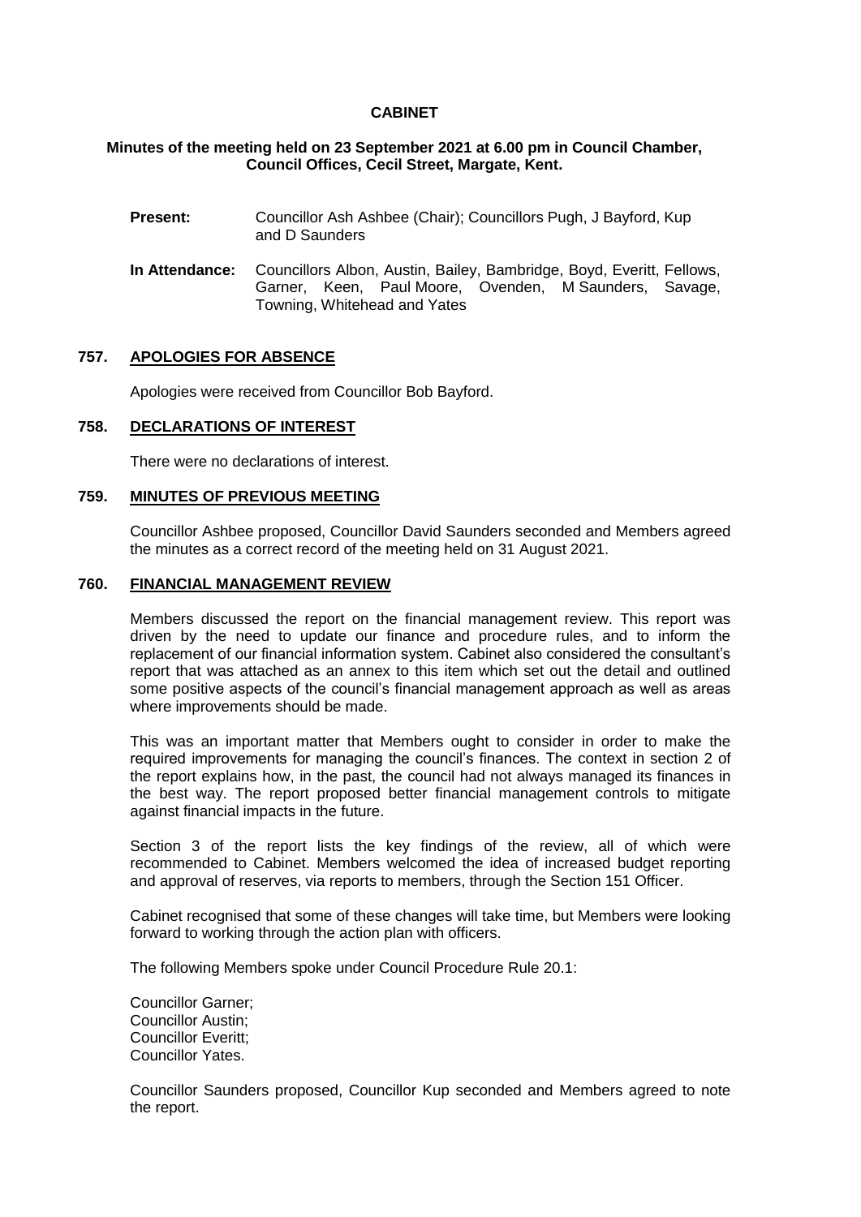# CABINET

**Minutes of the meeting held on 23 September 2021 at 6.00 pm in Council Chamber, Council Offices, Cecil Street, Margate, Kent.**

**Present:** Councillor Ash Ashbee (Chair); Councillors Pugh, J Bayford, Kup and D Saunders

**In Attendance:** Councillors Albon, Austin, Bailey, Bambridge, Boyd, Everitt, Fellows, Garner, Keen, Paul Moore, Ovenden, M Saunders, Savage, Towning, Whitehead and Yates

## 757. APOLOGIES FOR ABSENCE

Apologies were received from Councillor Bob Bayford.

## 758. DECLARATIONS OF INTEREST

There were no declarations of interest.

## 759. MINUTES OF PREVIOUS MEETING

Councillor Ashbee proposed, Councillor David Saunders seconded and Members agreed the minutes as a correct record of the meeting held on 31 August 2021.

## 760. FINANCIAL MANAGEMENT REVIEW

Members discussed the report on the financial management review. This report was driven by the need to update our finance and procedure rules, and to inform the replacement of our financial information system. Cabinet also considered the consultant's report that was attached as an annex to this item which set out the detail and outlined some positive aspects of the council's financial management approach as well as areas where improvements should be made.

This was an important matter that Members ought to consider in order to make the required improvements for managing the council's finances. The context in section 2 of the report explains how, in the past, the council had not always managed its finances in the best way. The report proposed better financial management controls to mitigate against financial impacts in the future.

Section 3 of the report lists the key findings of the review, all of which were recommended to Cabinet. Members welcomed the idea of increased budget reporting and approval of reserves, via reports to members, through the Section 151 Officer.

Cabinet recognised that some of these changes will take time, but Members were looking forward to working through the action plan with officers.

The following Members spoke under Council Procedure Rule 20.1:

Councillor Garner;
Councillor Austin;
Councillor Everitt;
Councillor Yates.

Councillor Saunders proposed, Councillor Kup seconded and Members agreed to note the report.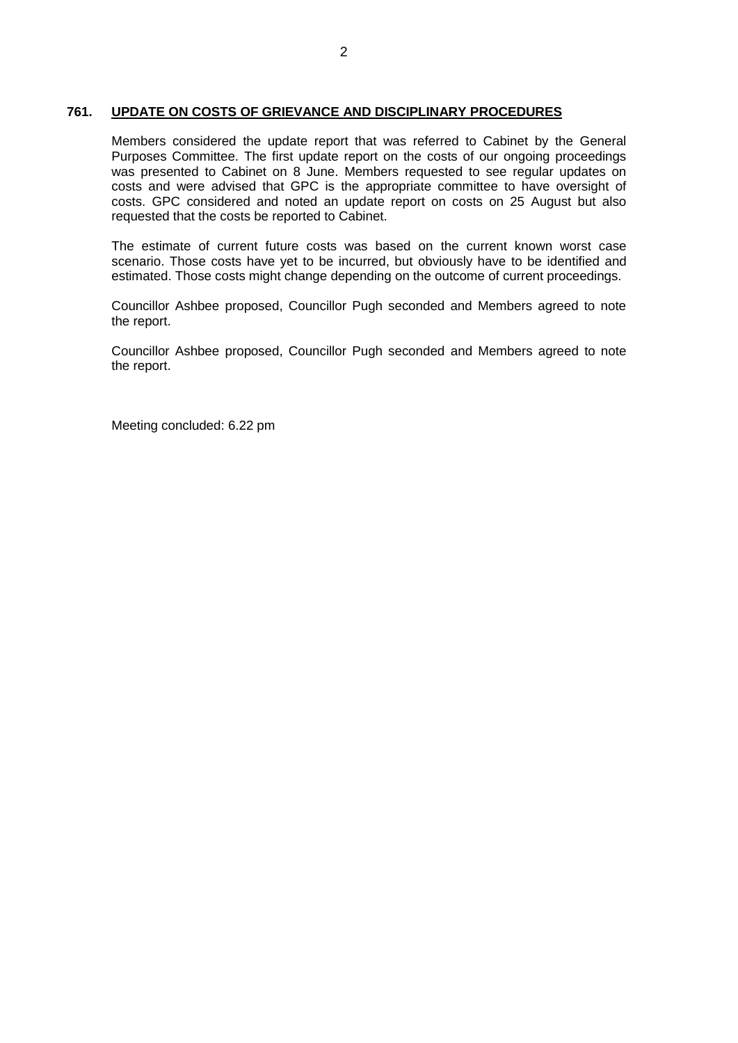**761. UPDATE ON COSTS OF GRIEVANCE AND DISCIPLINARY PROCEDURES**

Members considered the update report that was referred to Cabinet by the General Purposes Committee. The first update report on the costs of our ongoing proceedings was presented to Cabinet on 8 June. Members requested to see regular updates on costs and were advised that GPC is the appropriate committee to have oversight of costs. GPC considered and noted an update report on costs on 25 August but also requested that the costs be reported to Cabinet.

The estimate of current future costs was based on the current known worst case scenario. Those costs have yet to be incurred, but obviously have to be identified and estimated. Those costs might change depending on the outcome of current proceedings.

Councillor Ashbee proposed, Councillor Pugh seconded and Members agreed to note the report.

Councillor Ashbee proposed, Councillor Pugh seconded and Members agreed to note the report.

Meeting concluded: 6.22 pm